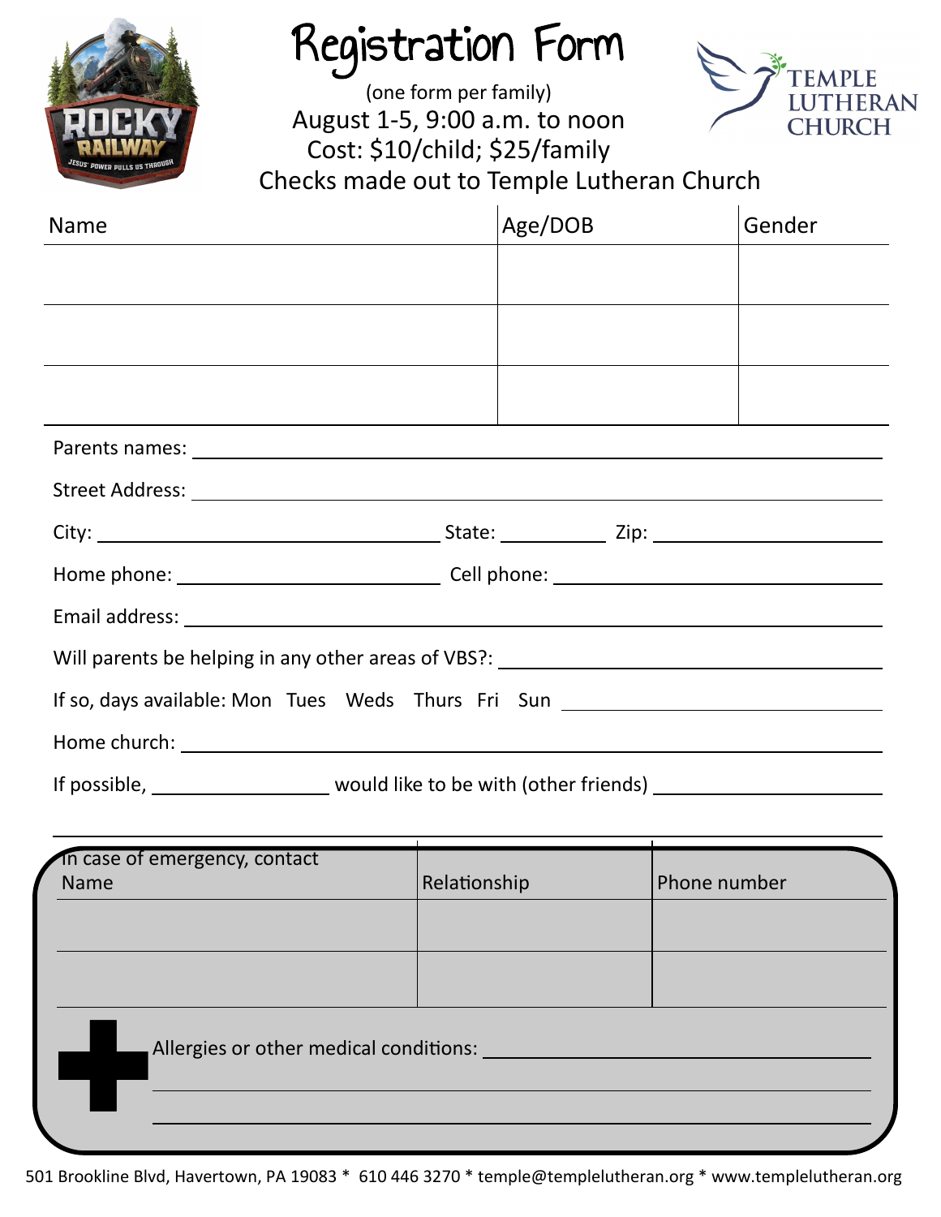ROCKY RAILWAY
JESUS' POWER PULLS US THROUGH

# Registration Form

(one form per family)

August 1-5, 9:00 a.m. to noon

Cost: $10/child; $25/family

Checks made out to Temple Lutheran Church

TEMPLE LUTHERAN CHURCH

| Name | Age/DOB | Gender |
|---|---|---|
| | | |
| | | |
| | | |

Parents names: ______________________________

Street Address: ______________________________

City: ____________________ State: __________ Zip: ____________________

Home phone: ____________________ Cell phone: ____________________

Email address: ______________________________

Will parents be helping in any other areas of VBS?: ______________________________

If so, days available: Mon Tues Weds Thurs Fri Sun ____________________

Home church: ______________________________

If possible, ______________ would like to be with (other friends) ____________________

| In case of emergency, contact Name | Relationship | Phone number |
|---|---|---|
| | | |
| | | |

Allergies or other medical conditions: ______________________________

501 Brookline Blvd, Havertown, PA 19083 * 610 446 3270 * temple@templelutheran.org * www.templelutheran.org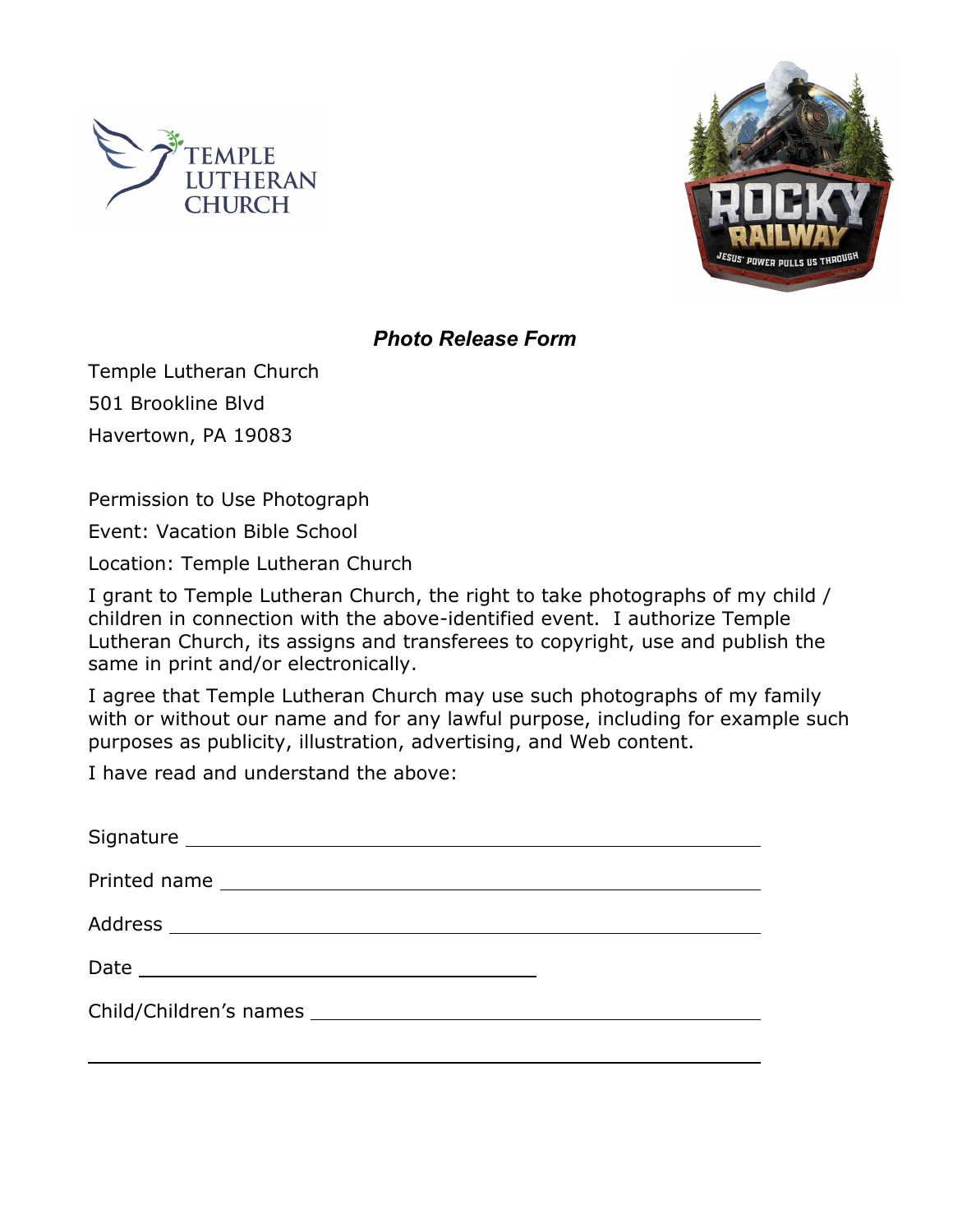TEMPLE LUTHERAN CHURCH

ROCKY RAILWAY

JESUS' POWER PULLS US THROUGH

## *Photo Release Form*

Temple Lutheran Church

501 Brookline Blvd

Havertown, PA 19083

Permission to Use Photograph

Event: Vacation Bible School

Location: Temple Lutheran Church

I grant to Temple Lutheran Church, the right to take photographs of my child / children in connection with the above-identified event. I authorize Temple Lutheran Church, its assigns and transferees to copyright, use and publish the same in print and/or electronically.

I agree that Temple Lutheran Church may use such photographs of my family with or without our name and for any lawful purpose, including for example such purposes as publicity, illustration, advertising, and Web content.

I have read and understand the above:

Signature ______________________________________________

Printed name ___________________________________________

Address _______________________________________________

Date ____________________________

Child/Children's names ____________________________________

_______________________________________________________